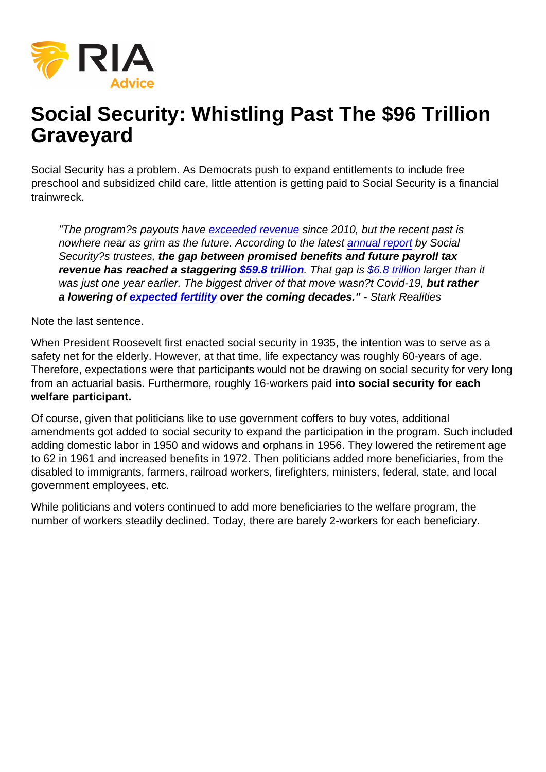# Social Security: Whistling Past The $96 Trillion Graveyard

Social Security has a problem. As Democrats push to expand entitlements to include free preschool and subsidized child care, little attention is getting paid to Social Security is a financial trainwreck.

> *"The program?s payouts have exceeded revenue since 2010, but the recent past is nowhere near as grim as the future. According to the latest annual report by Social Security?s trustees,* ***the gap between promised benefits and future payroll tax revenue has reached a staggering $59.8 trillion****. That gap is $6.8 trillion larger than it was just one year earlier. The biggest driver of that move wasn?t Covid-19,* ***but rather a lowering of expected fertility over the coming decades."*** *- Stark Realities*

Note the last sentence.

When President Roosevelt first enacted social security in 1935, the intention was to serve as a safety net for the elderly. However, at that time, life expectancy was roughly 60-years of age. Therefore, expectations were that participants would not be drawing on social security for very long from an actuarial basis. Furthermore, roughly 16-workers paid **into social security for each welfare participant.**

Of course, given that politicians like to use government coffers to buy votes, additional amendments got added to social security to expand the participation in the program. Such included adding domestic labor in 1950 and widows and orphans in 1956. They lowered the retirement age to 62 in 1961 and increased benefits in 1972. Then politicians added more beneficiaries, from the disabled to immigrants, farmers, railroad workers, firefighters, ministers, federal, state, and local government employees, etc.

While politicians and voters continued to add more beneficiaries to the welfare program, the number of workers steadily declined. Today, there are barely 2-workers for each beneficiary.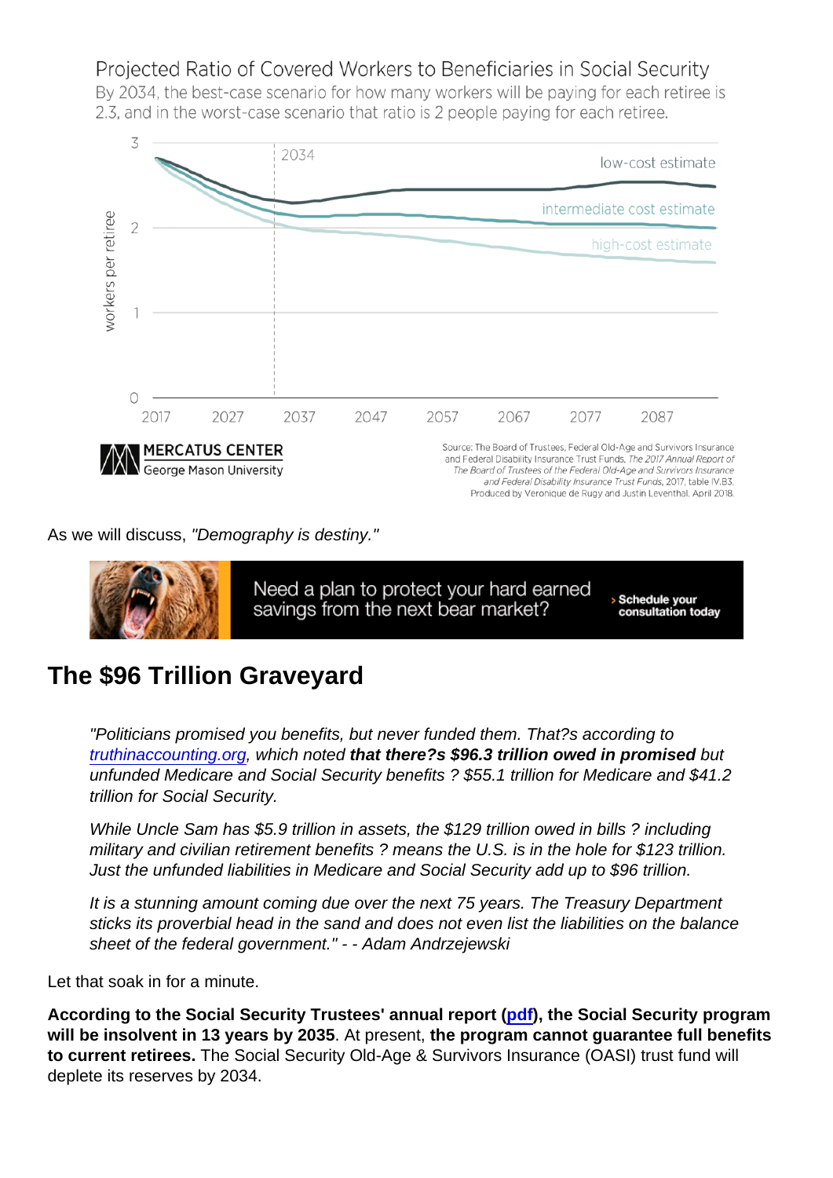Projected Ratio of Covered Workers to Beneficiaries in Social Security

By 2034, the best-case scenario for how many workers will be paying for each retiree is 2.3, and in the worst-case scenario that ratio is 2 people paying for each retiree.

Source: The Board of Trustees, Federal Old-Age and Survivors Insurance and Federal Disability Insurance Trust Funds, *The 2017 Annual Report of The Board of Trustees of the Federal Old-Age and Survivors Insurance and Federal Disability Insurance Trust Funds*, 2017, table IV.B3. Produced by Veronique de Rugy and Justin Leventhal, April 2018.

As we will discuss, *"Demography is destiny."*

Need a plan to protect your hard earned savings from the next bear market? › Schedule your consultation today

## The $96 Trillion Graveyard

> *"Politicians promised you benefits, but never funded them. That?s according to truthinaccounting.org, which noted **that there?s $96.3 trillion owed in promised** but unfunded Medicare and Social Security benefits ? $55.1 trillion for Medicare and $41.2 trillion for Social Security.*
>
> *While Uncle Sam has $5.9 trillion in assets, the $129 trillion owed in bills ? including military and civilian retirement benefits ? means the U.S. is in the hole for $123 trillion. Just the unfunded liabilities in Medicare and Social Security add up to $96 trillion.*
>
> *It is a stunning amount coming due over the next 75 years. The Treasury Department sticks its proverbial head in the sand and does not even list the liabilities on the balance sheet of the federal government." - - Adam Andrzejewski*

Let that soak in for a minute.

**According to the Social Security Trustees' annual report (pdf), the Social Security program will be insolvent in 13 years by 2035**. At present, **the program cannot guarantee full benefits to current retirees.** The Social Security Old-Age & Survivors Insurance (OASI) trust fund will deplete its reserves by 2034.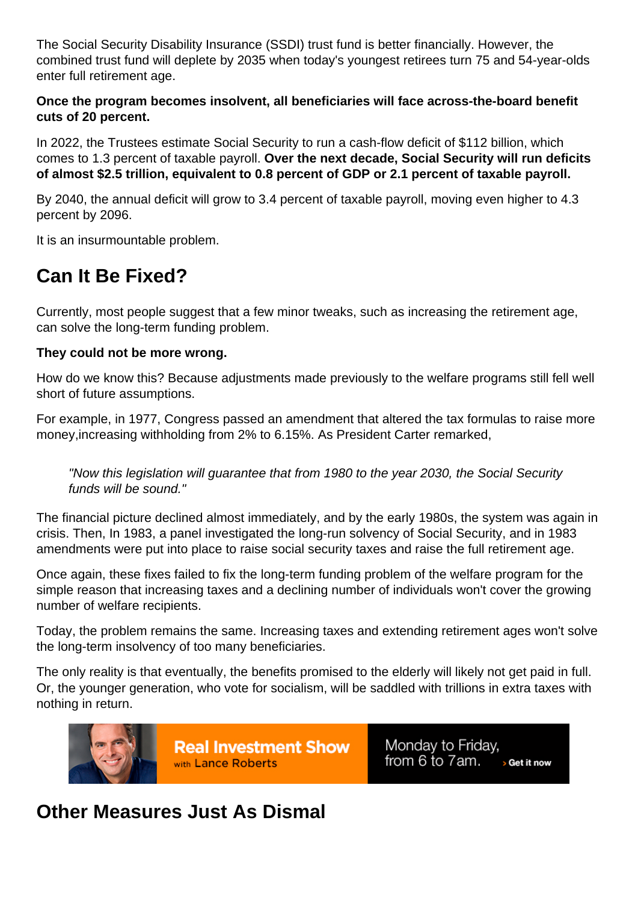The Social Security Disability Insurance (SSDI) trust fund is better financially. However, the combined trust fund will deplete by 2035 when today's youngest retirees turn 75 and 54-year-olds enter full retirement age.

**Once the program becomes insolvent, all beneficiaries will face across-the-board benefit cuts of 20 percent.**

In 2022, the Trustees estimate Social Security to run a cash-flow deficit of $112 billion, which comes to 1.3 percent of taxable payroll. **Over the next decade, Social Security will run deficits of almost $2.5 trillion, equivalent to 0.8 percent of GDP or 2.1 percent of taxable payroll.**

By 2040, the annual deficit will grow to 3.4 percent of taxable payroll, moving even higher to 4.3 percent by 2096.

It is an insurmountable problem.

## Can It Be Fixed?

Currently, most people suggest that a few minor tweaks, such as increasing the retirement age, can solve the long-term funding problem.

**They could not be more wrong.**

How do we know this? Because adjustments made previously to the welfare programs still fell well short of future assumptions.

For example, in 1977, Congress passed an amendment that altered the tax formulas to raise more money,increasing withholding from 2% to 6.15%. As President Carter remarked,

> *"Now this legislation will guarantee that from 1980 to the year 2030, the Social Security funds will be sound."*

The financial picture declined almost immediately, and by the early 1980s, the system was again in crisis. Then, In 1983, a panel investigated the long-run solvency of Social Security, and in 1983 amendments were put into place to raise social security taxes and raise the full retirement age.

Once again, these fixes failed to fix the long-term funding problem of the welfare program for the simple reason that increasing taxes and a declining number of individuals won't cover the growing number of welfare recipients.

Today, the problem remains the same. Increasing taxes and extending retirement ages won't solve the long-term insolvency of too many beneficiaries.

The only reality is that eventually, the benefits promised to the elderly will likely not get paid in full. Or, the younger generation, who vote for socialism, will be saddled with trillions in extra taxes with nothing in return.

Real Investment Show with Lance Roberts — Monday to Friday, from 6 to 7am. › Get it now

## Other Measures Just As Dismal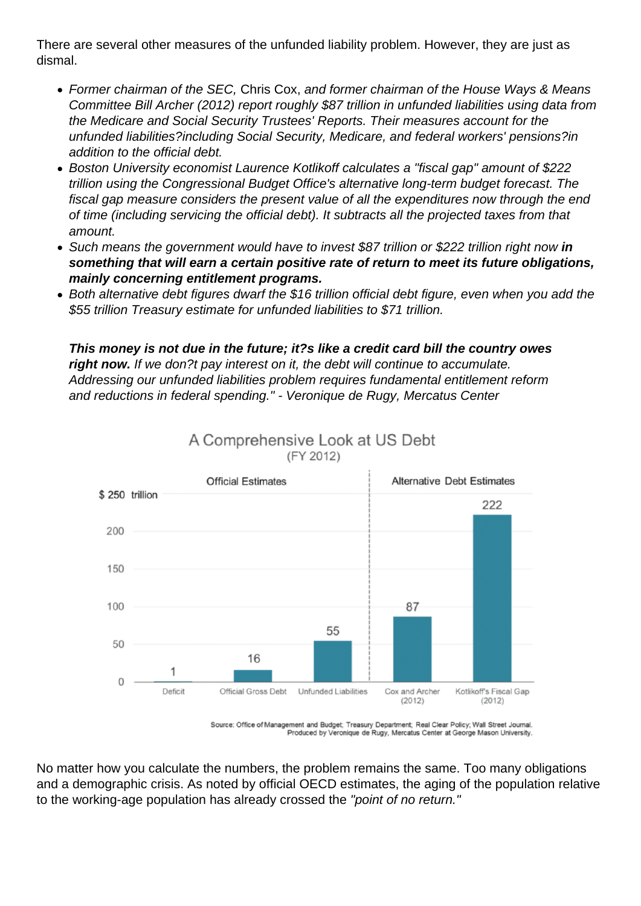There are several other measures of the unfunded liability problem. However, they are just as dismal.

- *Former chairman of the SEC,* Chris Cox, *and former chairman of the House Ways & Means Committee Bill Archer (2012) report roughly $87 trillion in unfunded liabilities using data from the Medicare and Social Security Trustees' Reports. Their measures account for the unfunded liabilities?including Social Security, Medicare, and federal workers' pensions?in addition to the official debt.*
- *Boston University economist Laurence Kotlikoff calculates a "fiscal gap" amount of $222 trillion using the Congressional Budget Office's alternative long-term budget forecast. The fiscal gap measure considers the present value of all the expenditures now through the end of time (including servicing the official debt). It subtracts all the projected taxes from that amount.*
- *Such means the government would have to invest $87 trillion or $222 trillion right now* ***in something that will earn a certain positive rate of return to meet its future obligations, mainly concerning entitlement programs.***
- *Both alternative debt figures dwarf the $16 trillion official debt figure, even when you add the $55 trillion Treasury estimate for unfunded liabilities to $71 trillion.*

> ***This money is not due in the future; it?s like a credit card bill the country owes right now.*** *If we don?t pay interest on it, the debt will continue to accumulate. Addressing our unfunded liabilities problem requires fundamental entitlement reform and reductions in federal spending." - Veronique de Rugy, Mercatus Center*

**A Comprehensive Look at US Debt (FY 2012)**

| | Official Estimates | | | Alternative Debt Estimates | |
|---|---|---|---|---|---|
| | Deficit | Official Gross Debt | Unfunded Liabilities | Cox and Archer (2012) | Kotlikoff's Fiscal Gap (2012) |
| $ trillion | 1 | 16 | 55 | 87 | 222 |

Source: Office of Management and Budget; Treasury Department; Real Clear Policy; Wall Street Journal.
Produced by Veronique de Rugy, Mercatus Center at George Mason University.

No matter how you calculate the numbers, the problem remains the same. Too many obligations and a demographic crisis. As noted by official OECD estimates, the aging of the population relative to the working-age population has already crossed the *"point of no return."*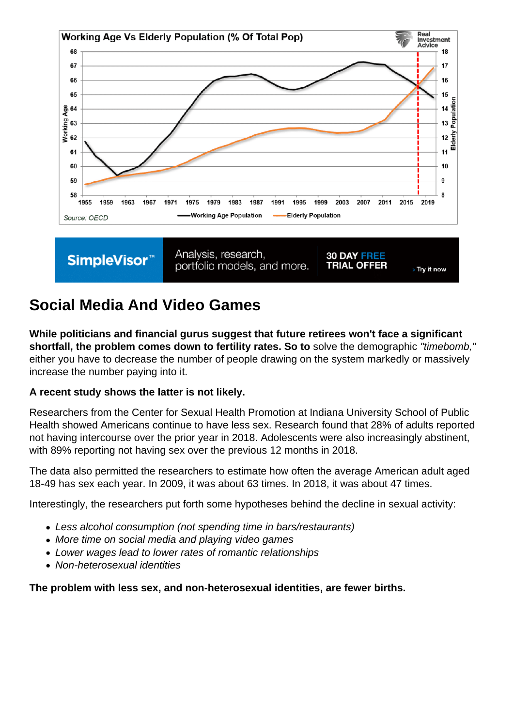## Social Media And Video Games

**While politicians and financial gurus suggest that future retirees won't face a significant shortfall, the problem comes down to fertility rates. So to** solve the demographic *"timebomb,"* either you have to decrease the number of people drawing on the system markedly or massively increase the number paying into it.

**A recent study shows the latter is not likely.**

Researchers from the Center for Sexual Health Promotion at Indiana University School of Public Health showed Americans continue to have less sex. Research found that 28% of adults reported not having intercourse over the prior year in 2018. Adolescents were also increasingly abstinent, with 89% reporting not having sex over the previous 12 months in 2018.

The data also permitted the researchers to estimate how often the average American adult aged 18-49 has sex each year. In 2009, it was about 63 times. In 2018, it was about 47 times.

Interestingly, the researchers put forth some hypotheses behind the decline in sexual activity:

- *Less alcohol consumption (not spending time in bars/restaurants)*
- *More time on social media and playing video games*
- *Lower wages lead to lower rates of romantic relationships*
- *Non-heterosexual identities*

**The problem with less sex, and non-heterosexual identities, are fewer births.**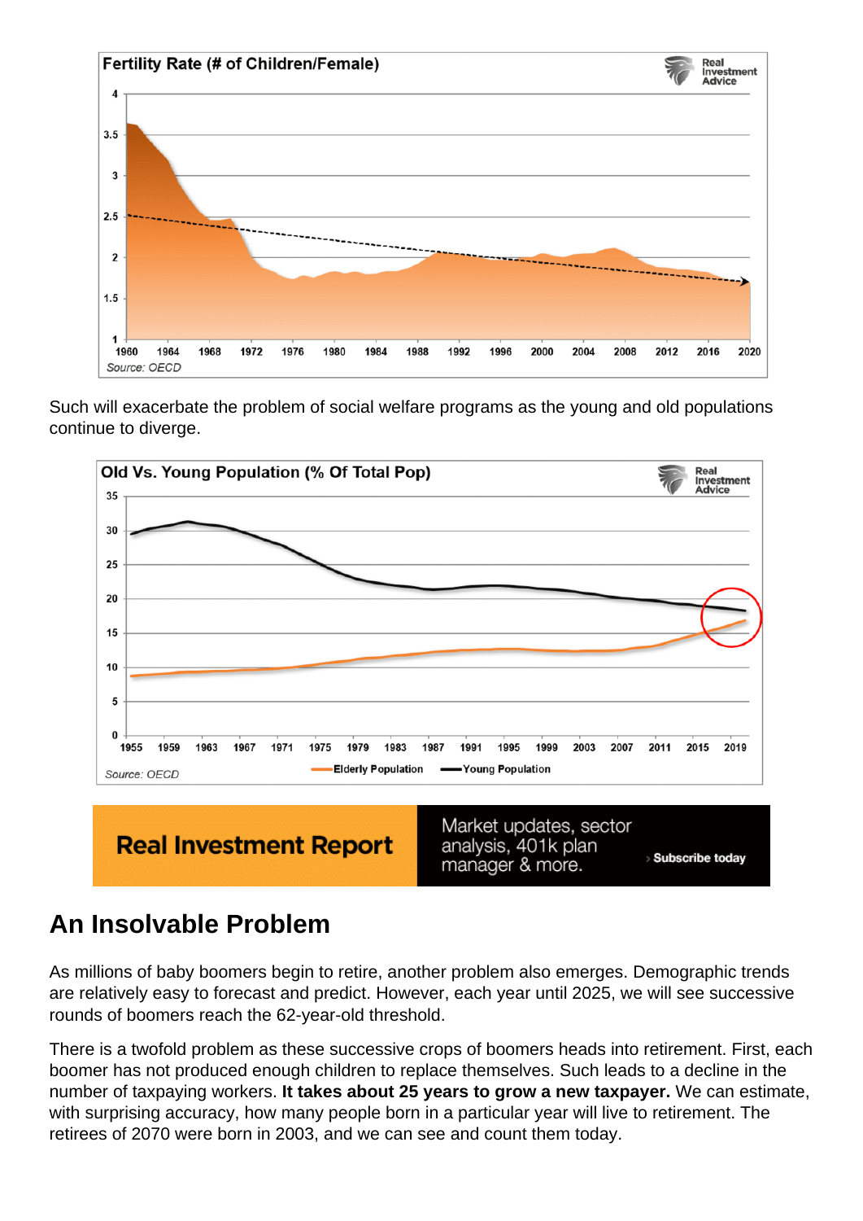Such will exacerbate the problem of social welfare programs as the young and old populations continue to diverge.

Real Investment Report

Market updates, sector analysis, 401k plan manager & more.

Subscribe today

## An Insolvable Problem

As millions of baby boomers begin to retire, another problem also emerges. Demographic trends are relatively easy to forecast and predict. However, each year until 2025, we will see successive rounds of boomers reach the 62-year-old threshold.

There is a twofold problem as these successive crops of boomers heads into retirement. First, each boomer has not produced enough children to replace themselves. Such leads to a decline in the number of taxpaying workers. **It takes about 25 years to grow a new taxpayer.** We can estimate, with surprising accuracy, how many people born in a particular year will live to retirement. The retirees of 2070 were born in 2003, and we can see and count them today.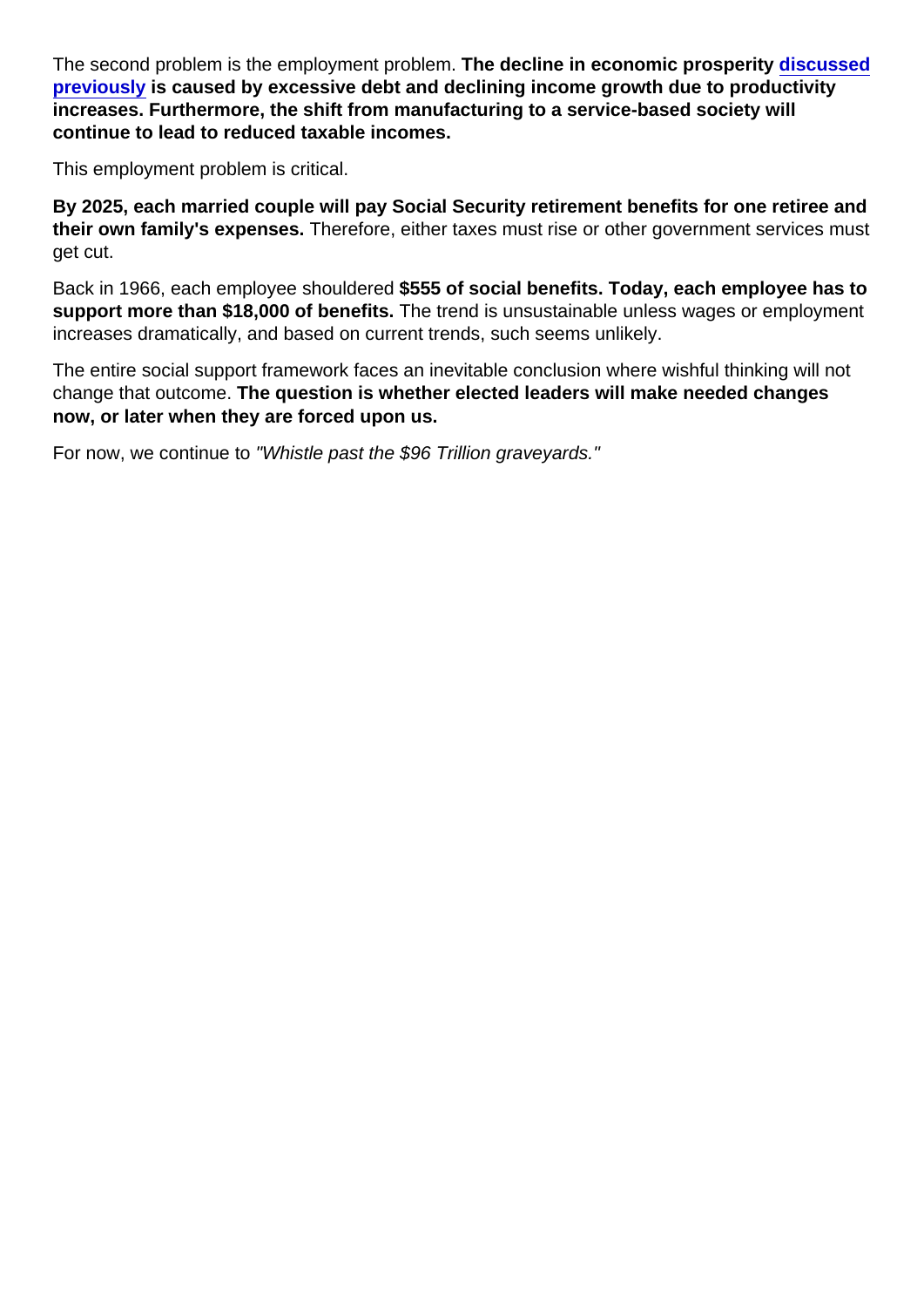The second problem is the employment problem. **The decline in economic prosperity [discussed previously] is caused by excessive debt and declining income growth due to productivity increases. Furthermore, the shift from manufacturing to a service-based society will continue to lead to reduced taxable incomes.**

This employment problem is critical.

**By 2025, each married couple will pay Social Security retirement benefits for one retiree and their own family's expenses.** Therefore, either taxes must rise or other government services must get cut.

Back in 1966, each employee shouldered **$555 of social benefits. Today, each employee has to support more than $18,000 of benefits.** The trend is unsustainable unless wages or employment increases dramatically, and based on current trends, such seems unlikely.

The entire social support framework faces an inevitable conclusion where wishful thinking will not change that outcome. **The question is whether elected leaders will make needed changes now, or later when they are forced upon us.**

For now, we continue to *"Whistle past the $96 Trillion graveyards."*